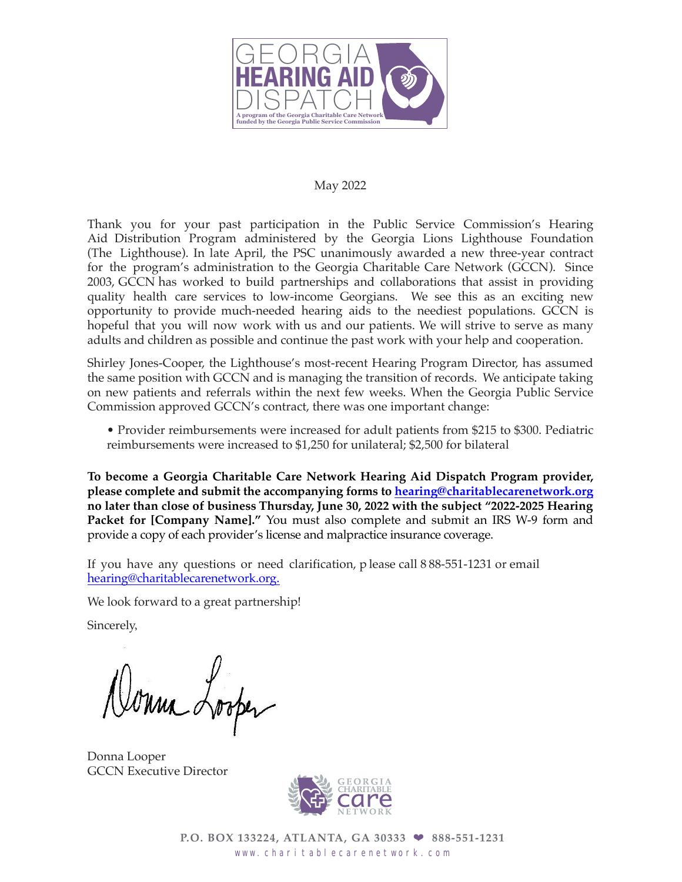GEORGIA
**HEARING AID**
DISPATCH

A program of the Georgia Charitable Care Network funded by the Georgia Public Service Commission

May 2022

Thank you for your past participation in the Public Service Commission's Hearing Aid Distribution Program administered by the Georgia Lions Lighthouse Foundation (The Lighthouse). In late April, the PSC unanimously awarded a new three-year contract for the program's administration to the Georgia Charitable Care Network (GCCN). Since 2003, GCCN has worked to build partnerships and collaborations that assist in providing quality health care services to low-income Georgians. We see this as an exciting new opportunity to provide much-needed hearing aids to the neediest populations. GCCN is hopeful that you will now work with us and our patients. We will strive to serve as many adults and children as possible and continue the past work with your help and cooperation.

Shirley Jones-Cooper, the Lighthouse's most-recent Hearing Program Director, has assumed the same position with GCCN and is managing the transition of records. We anticipate taking on new patients and referrals within the next few weeks. When the Georgia Public Service Commission approved GCCN's contract, there was one important change:

- Provider reimbursements were increased for adult patients from $215 to $300. Pediatric reimbursements were increased to $1,250 for unilateral; $2,500 for bilateral

**To become a Georgia Charitable Care Network Hearing Aid Dispatch Program provider, please complete and submit the accompanying forms to hearing@charitablecarenetwork.org no later than close of business Thursday, June 30, 2022 with the subject "2022-2025 Hearing Packet for [Company Name]."** You must also complete and submit an IRS W-9 form and provide a copy of each provider's license and malpractice insurance coverage.

If you have any questions or need clarification, please call 888-551-1231 or email hearing@charitablecarenetwork.org.

We look forward to a great partnership!

Sincerely,

Donna Looper

Donna Looper
GCCN Executive Director

GEORGIA CHARITABLE care NETWORK

P.O. BOX 133224, ATLANTA, GA 30333 ❤ 888-551-1231
www.charitablecarenetwork.com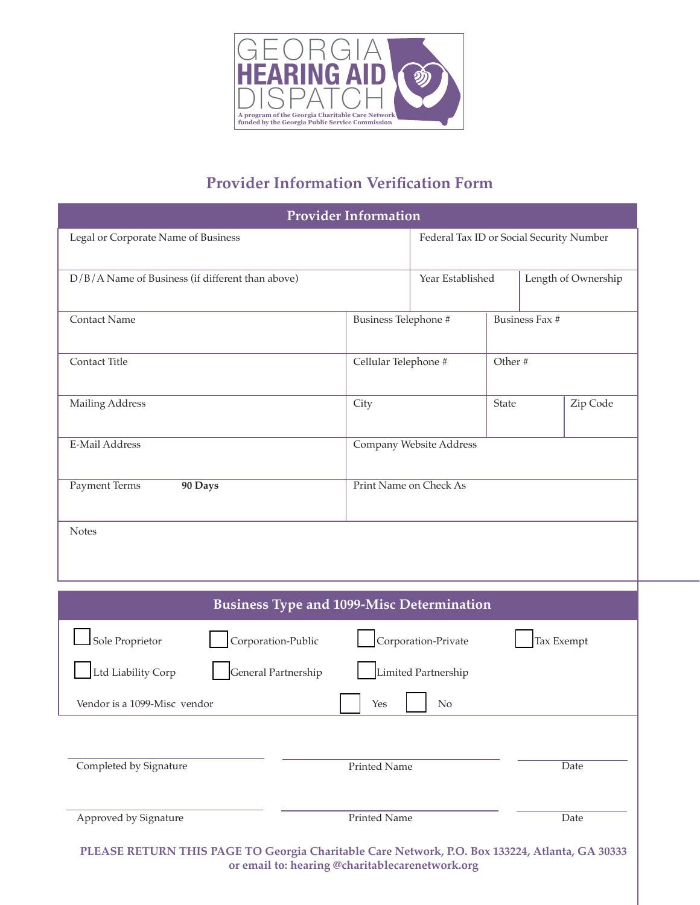GEORGIA **HEARING AID** DISPATCH

A program of the Georgia Charitable Care Network funded by the Georgia Public Service Commission

## Provider Information Verification Form

### Provider Information

| Legal or Corporate Name of Business | | Federal Tax ID or Social Security Number | |
|---|---|---|---|
| D/B/A Name of Business (if different than above) | | Year Established | Length of Ownership |
| Contact Name | Business Telephone # | Business Fax # | |
| Contact Title | Cellular Telephone # | Other # | |
| Mailing Address | City | State | Zip Code |
| E-Mail Address | Company Website Address | | |
| Payment Terms **90 Days** | Print Name on Check As | | |
| Notes | | | |

### Business Type and 1099-Misc Determination

☐ Sole Proprietor ☐ Corporation-Public ☐ Corporation-Private ☐ Tax Exempt

☐ Ltd Liability Corp ☐ General Partnership ☐ Limited Partnership

Vendor is a 1099-Misc vendor ☐ Yes ☐ No

| Completed by Signature | Printed Name | Date |
|---|---|---|
| Approved by Signature | Printed Name | Date |

**PLEASE RETURN THIS PAGE TO Georgia Charitable Care Network, P.O. Box 133224, Atlanta, GA 30333 or email to: hearing @charitablecarenetwork.org**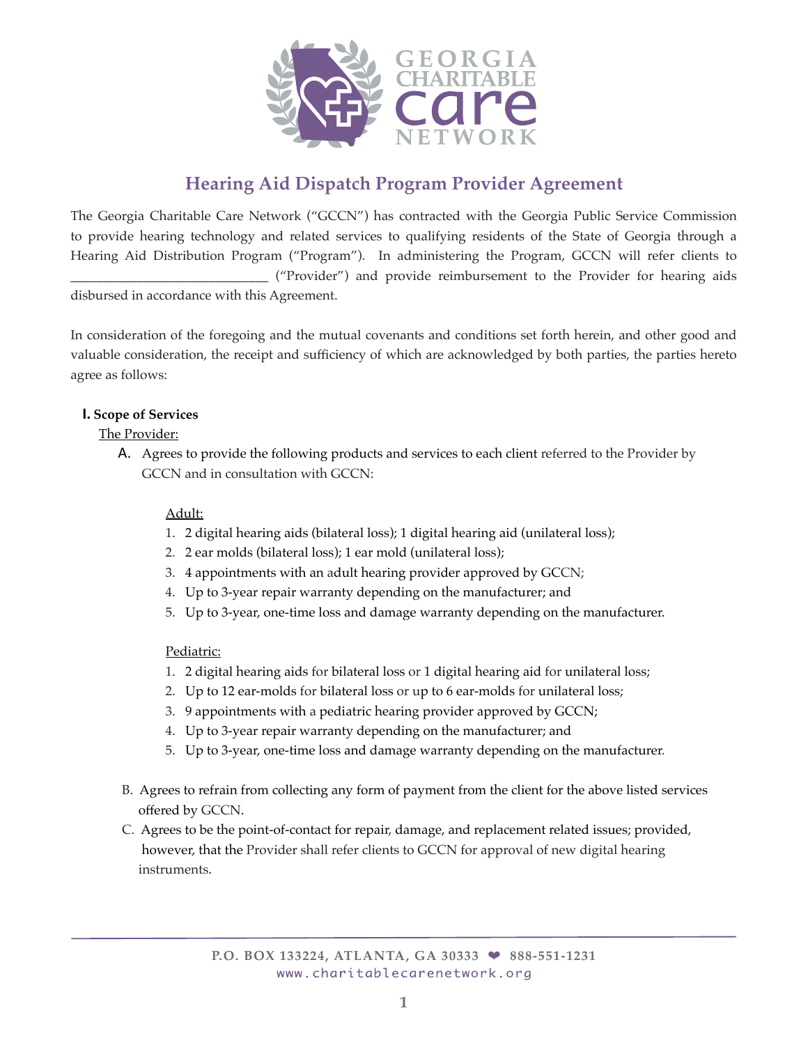# Hearing Aid Dispatch Program Provider Agreement

The Georgia Charitable Care Network ("GCCN") has contracted with the Georgia Public Service Commission to provide hearing technology and related services to qualifying residents of the State of Georgia through a Hearing Aid Distribution Program ("Program"). In administering the Program, GCCN will refer clients to ______________________________ ("Provider") and provide reimbursement to the Provider for hearing aids disbursed in accordance with this Agreement.

In consideration of the foregoing and the mutual covenants and conditions set forth herein, and other good and valuable consideration, the receipt and sufficiency of which are acknowledged by both parties, the parties hereto agree as follows:

## I. Scope of Services

The Provider:

A. Agrees to provide the following products and services to each client referred to the Provider by GCCN and in consultation with GCCN:

Adult:

1. 2 digital hearing aids (bilateral loss); 1 digital hearing aid (unilateral loss);
2. 2 ear molds (bilateral loss); 1 ear mold (unilateral loss);
3. 4 appointments with an adult hearing provider approved by GCCN;
4. Up to 3-year repair warranty depending on the manufacturer; and
5. Up to 3-year, one-time loss and damage warranty depending on the manufacturer.

Pediatric:

1. 2 digital hearing aids for bilateral loss or 1 digital hearing aid for unilateral loss;
2. Up to 12 ear-molds for bilateral loss or up to 6 ear-molds for unilateral loss;
3. 9 appointments with a pediatric hearing provider approved by GCCN;
4. Up to 3-year repair warranty depending on the manufacturer; and
5. Up to 3-year, one-time loss and damage warranty depending on the manufacturer.

B. Agrees to refrain from collecting any form of payment from the client for the above listed services offered by GCCN.

C. Agrees to be the point-of-contact for repair, damage, and replacement related issues; provided, however, that the Provider shall refer clients to GCCN for approval of new digital hearing instruments.

P.O. BOX 133224, ATLANTA, GA 30333 ❤ 888-551-1231
www.charitablecarenetwork.org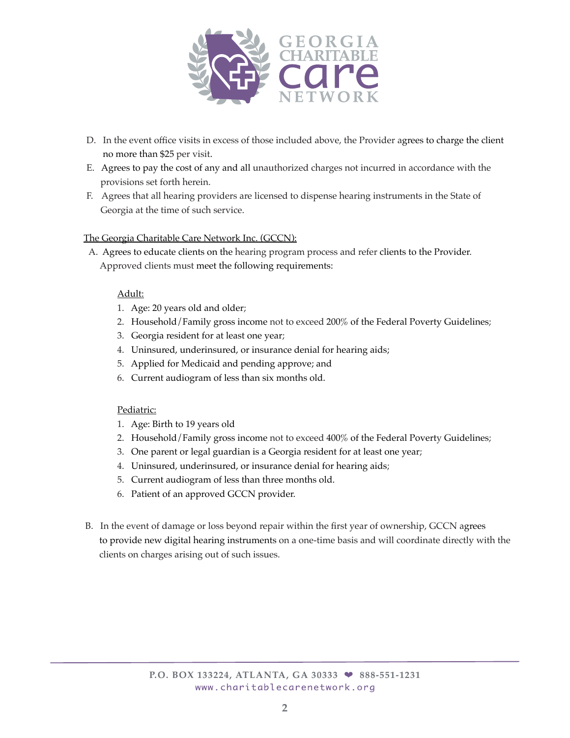D. In the event office visits in excess of those included above, the Provider agrees to charge the client no more than $25 per visit.

E. Agrees to pay the cost of any and all unauthorized charges not incurred in accordance with the provisions set forth herein.

F. Agrees that all hearing providers are licensed to dispense hearing instruments in the State of Georgia at the time of such service.

<u>The Georgia Charitable Care Network Inc. (GCCN):</u>

A. Agrees to educate clients on the hearing program process and refer clients to the Provider. Approved clients must meet the following requirements:

<u>Adult:</u>

1. Age: 20 years old and older;
2. Household/Family gross income not to exceed 200% of the Federal Poverty Guidelines;
3. Georgia resident for at least one year;
4. Uninsured, underinsured, or insurance denial for hearing aids;
5. Applied for Medicaid and pending approve; and
6. Current audiogram of less than six months old.

<u>Pediatric:</u>

1. Age: Birth to 19 years old
2. Household/Family gross income not to exceed 400% of the Federal Poverty Guidelines;
3. One parent or legal guardian is a Georgia resident for at least one year;
4. Uninsured, underinsured, or insurance denial for hearing aids;
5. Current audiogram of less than three months old.
6. Patient of an approved GCCN provider.

B. In the event of damage or loss beyond repair within the first year of ownership, GCCN agrees to provide new digital hearing instruments on a one-time basis and will coordinate directly with the clients on charges arising out of such issues.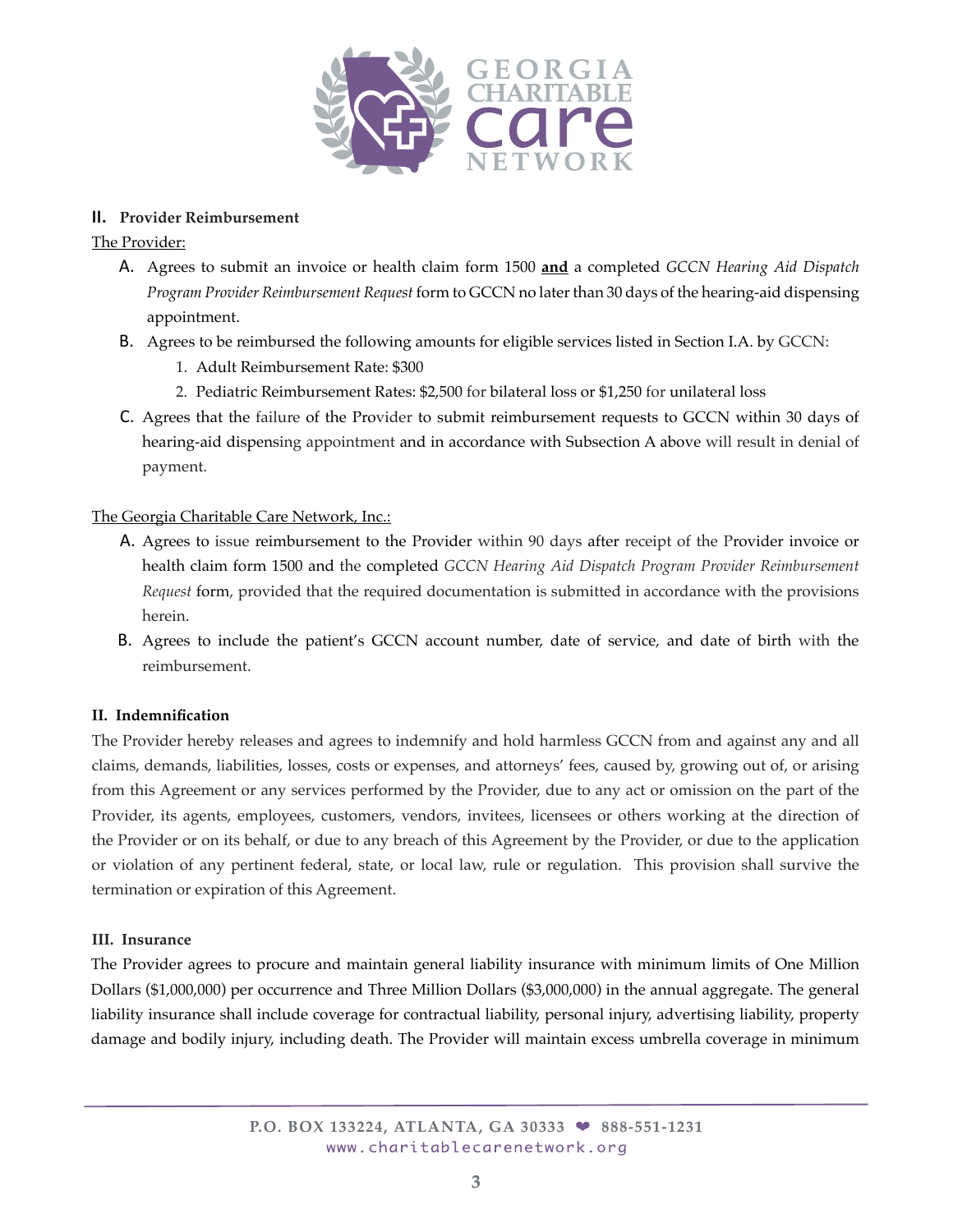## II. Provider Reimbursement

The Provider:

A. Agrees to submit an invoice or health claim form 1500 **and** a completed *GCCN Hearing Aid Dispatch Program Provider Reimbursement Request* form to GCCN no later than 30 days of the hearing-aid dispensing appointment.

B. Agrees to be reimbursed the following amounts for eligible services listed in Section I.A. by GCCN:
   1. Adult Reimbursement Rate: $300
   2. Pediatric Reimbursement Rates: $2,500 for bilateral loss or $1,250 for unilateral loss

C. Agrees that the failure of the Provider to submit reimbursement requests to GCCN within 30 days of hearing-aid dispensing appointment and in accordance with Subsection A above will result in denial of payment.

The Georgia Charitable Care Network, Inc.:

A. Agrees to issue reimbursement to the Provider within 90 days after receipt of the Provider invoice or health claim form 1500 and the completed *GCCN Hearing Aid Dispatch Program Provider Reimbursement Request* form, provided that the required documentation is submitted in accordance with the provisions herein.

B. Agrees to include the patient's GCCN account number, date of service, and date of birth with the reimbursement.

## II. Indemnification

The Provider hereby releases and agrees to indemnify and hold harmless GCCN from and against any and all claims, demands, liabilities, losses, costs or expenses, and attorneys' fees, caused by, growing out of, or arising from this Agreement or any services performed by the Provider, due to any act or omission on the part of the Provider, its agents, employees, customers, vendors, invitees, licensees or others working at the direction of the Provider or on its behalf, or due to any breach of this Agreement by the Provider, or due to the application or violation of any pertinent federal, state, or local law, rule or regulation. This provision shall survive the termination or expiration of this Agreement.

## III. Insurance

The Provider agrees to procure and maintain general liability insurance with minimum limits of One Million Dollars ($1,000,000) per occurrence and Three Million Dollars ($3,000,000) in the annual aggregate. The general liability insurance shall include coverage for contractual liability, personal injury, advertising liability, property damage and bodily injury, including death. The Provider will maintain excess umbrella coverage in minimum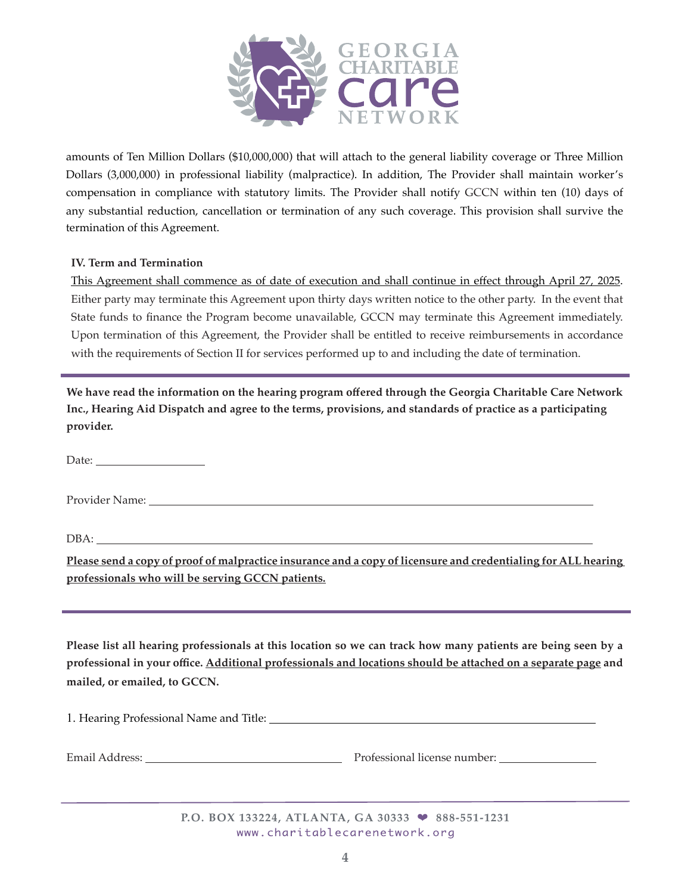amounts of Ten Million Dollars ($10,000,000) that will attach to the general liability coverage or Three Million Dollars (3,000,000) in professional liability (malpractice). In addition, The Provider shall maintain worker's compensation in compliance with statutory limits. The Provider shall notify GCCN within ten (10) days of any substantial reduction, cancellation or termination of any such coverage. This provision shall survive the termination of this Agreement.

**IV. Term and Termination**

<u>This Agreement shall commence as of date of execution and shall continue in effect through April 27, 2025</u>. Either party may terminate this Agreement upon thirty days written notice to the other party. In the event that State funds to finance the Program become unavailable, GCCN may terminate this Agreement immediately. Upon termination of this Agreement, the Provider shall be entitled to receive reimbursements in accordance with the requirements of Section II for services performed up to and including the date of termination.

---

**We have read the information on the hearing program offered through the Georgia Charitable Care Network Inc., Hearing Aid Dispatch and agree to the terms, provisions, and standards of practice as a participating provider.**

Date: ____________________

Provider Name: ________________________________________________________________

DBA: ______________________________________________________________________

**<u>Please send a copy of proof of malpractice insurance and a copy of licensure and credentialing for ALL hearing professionals who will be serving GCCN patients.</u>**

---

**Please list all hearing professionals at this location so we can track how many patients are being seen by a professional in your office. <u>Additional professionals and locations should be attached on a separate page</u> and mailed, or emailed, to GCCN.**

1. Hearing Professional Name and Title: ______________________________________________

Email Address: ____________________________________ Professional license number: __________________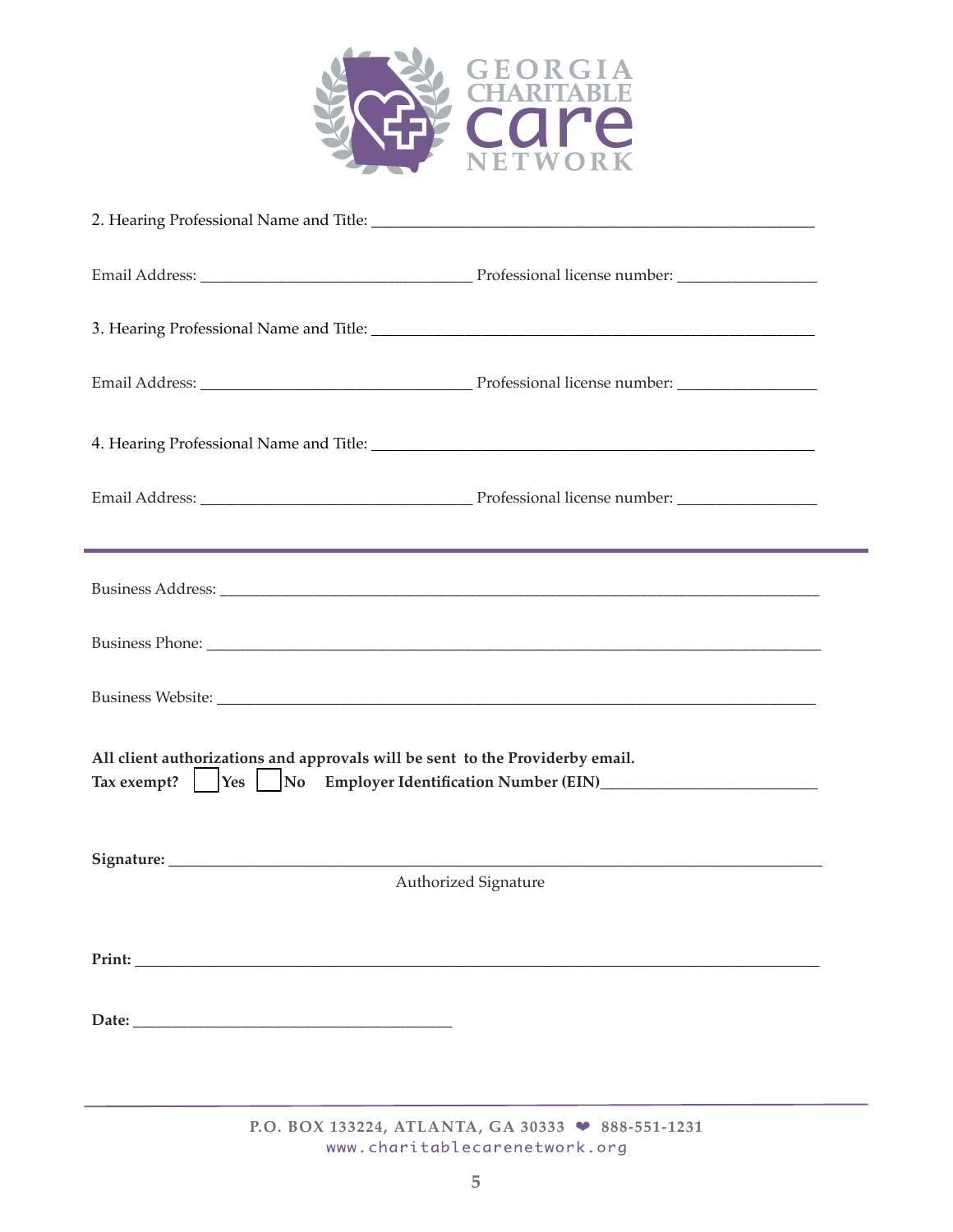2. Hearing Professional Name and Title: ___________________________________________________________

Email Address: ___________________________________ Professional license number: __________________

3. Hearing Professional Name and Title: ___________________________________________________________

Email Address: ___________________________________ Professional license number: __________________

4. Hearing Professional Name and Title: ___________________________________________________________

Email Address: ___________________________________ Professional license number: __________________

---

Business Address: ______________________________________________________________________________

Business Phone: ________________________________________________________________________________

Business Website: ______________________________________________________________________________

**All client authorizations and approvals will be sent to the Providerby email.**

**Tax exempt?** ☐ **Yes** ☐ **No** **Employer Identification Number (EIN)**____________________________

**Signature:** _____________________________________________________________________________________

Authorized Signature

**Print:** _________________________________________________________________________________________

**Date:** __________________________________________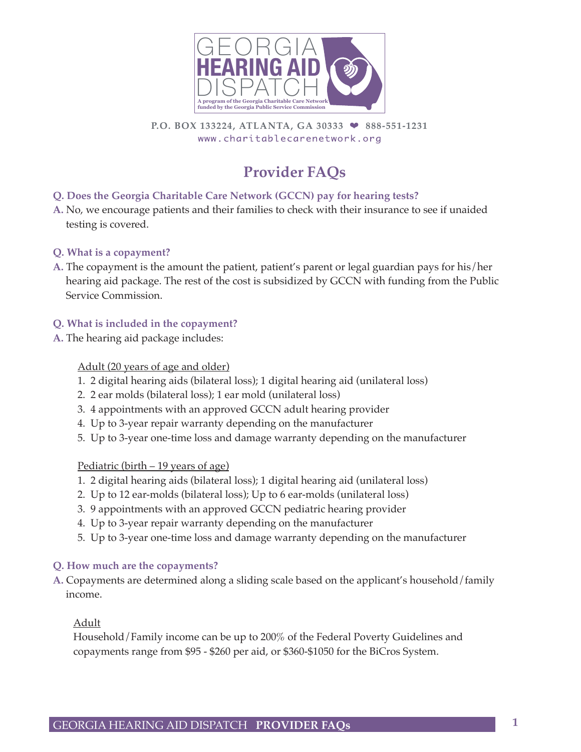GEORGIA
HEARING AID
DISPATCH

A program of the Georgia Charitable Care Network
funded by the Georgia Public Service Commission

P.O. BOX 133224, ATLANTA, GA 30333 ❤ 888-551-1231
www.charitablecarenetwork.org

# Provider FAQs

**Q. Does the Georgia Charitable Care Network (GCCN) pay for hearing tests?**

**A.** No, we encourage patients and their families to check with their insurance to see if unaided testing is covered.

**Q. What is a copayment?**

**A.** The copayment is the amount the patient, patient's parent or legal guardian pays for his/her hearing aid package. The rest of the cost is subsidized by GCCN with funding from the Public Service Commission.

**Q. What is included in the copayment?**

**A.** The hearing aid package includes:

Adult (20 years of age and older)

1. 2 digital hearing aids (bilateral loss); 1 digital hearing aid (unilateral loss)
2. 2 ear molds (bilateral loss); 1 ear mold (unilateral loss)
3. 4 appointments with an approved GCCN adult hearing provider
4. Up to 3-year repair warranty depending on the manufacturer
5. Up to 3-year one-time loss and damage warranty depending on the manufacturer

Pediatric (birth – 19 years of age)

1. 2 digital hearing aids (bilateral loss); 1 digital hearing aid (unilateral loss)
2. Up to 12 ear-molds (bilateral loss); Up to 6 ear-molds (unilateral loss)
3. 9 appointments with an approved GCCN pediatric hearing provider
4. Up to 3-year repair warranty depending on the manufacturer
5. Up to 3-year one-time loss and damage warranty depending on the manufacturer

**Q. How much are the copayments?**

**A.** Copayments are determined along a sliding scale based on the applicant's household/family income.

Adult

Household/Family income can be up to 200% of the Federal Poverty Guidelines and copayments range from $95 - $260 per aid, or $360-$1050 for the BiCros System.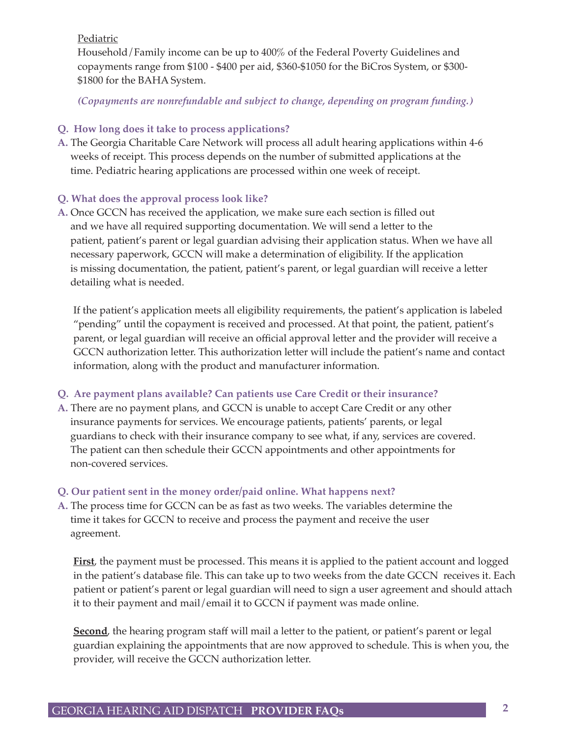Pediatric

Household/Family income can be up to 400% of the Federal Poverty Guidelines and copayments range from $100 - $400 per aid, $360-$1050 for the BiCros System, or $300-$1800 for the BAHA System.

***(Copayments are nonrefundable and subject to change, depending on program funding.)***

**Q. How long does it take to process applications?**

**A.** The Georgia Charitable Care Network will process all adult hearing applications within 4-6 weeks of receipt. This process depends on the number of submitted applications at the time. Pediatric hearing applications are processed within one week of receipt.

**Q. What does the approval process look like?**

**A.** Once GCCN has received the application, we make sure each section is filled out and we have all required supporting documentation. We will send a letter to the patient, patient's parent or legal guardian advising their application status. When we have all necessary paperwork, GCCN will make a determination of eligibility. If the application is missing documentation, the patient, patient's parent, or legal guardian will receive a letter detailing what is needed.

If the patient's application meets all eligibility requirements, the patient's application is labeled "pending" until the copayment is received and processed. At that point, the patient, patient's parent, or legal guardian will receive an official approval letter and the provider will receive a GCCN authorization letter. This authorization letter will include the patient's name and contact information, along with the product and manufacturer information.

**Q. Are payment plans available? Can patients use Care Credit or their insurance?**

**A.** There are no payment plans, and GCCN is unable to accept Care Credit or any other insurance payments for services. We encourage patients, patients' parents, or legal guardians to check with their insurance company to see what, if any, services are covered. The patient can then schedule their GCCN appointments and other appointments for non-covered services.

**Q. Our patient sent in the money order/paid online. What happens next?**

**A.** The process time for GCCN can be as fast as two weeks. The variables determine the time it takes for GCCN to receive and process the payment and receive the user agreement.

**First**, the payment must be processed. This means it is applied to the patient account and logged in the patient's database file. This can take up to two weeks from the date GCCN receives it. Each patient or patient's parent or legal guardian will need to sign a user agreement and should attach it to their payment and mail/email it to GCCN if payment was made online.

**Second**, the hearing program staff will mail a letter to the patient, or patient's parent or legal guardian explaining the appointments that are now approved to schedule. This is when you, the provider, will receive the GCCN authorization letter.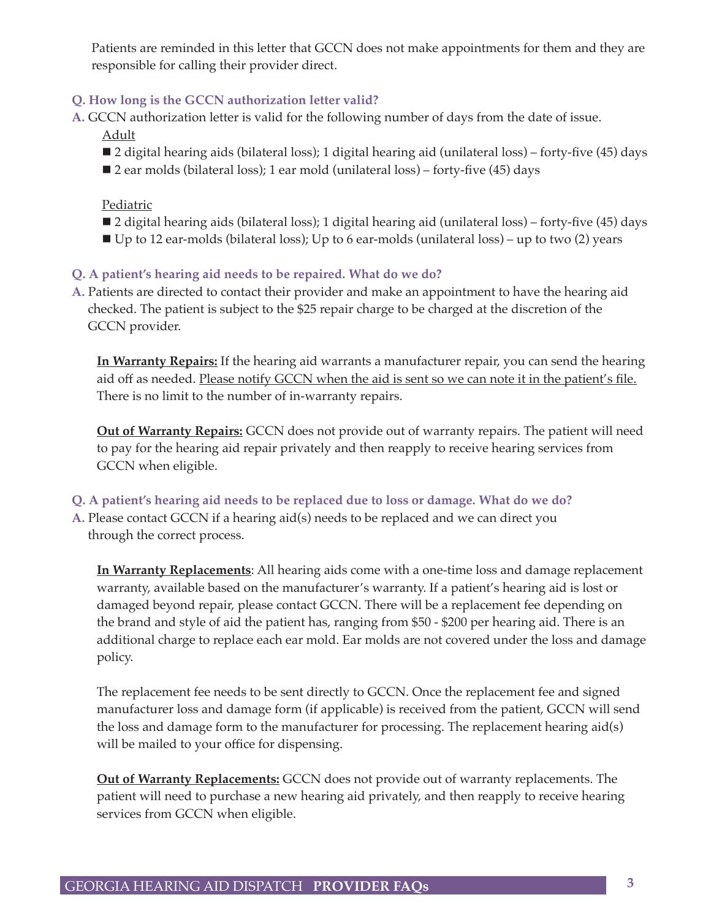Patients are reminded in this letter that GCCN does not make appointments for them and they are responsible for calling their provider direct.

**Q. How long is the GCCN authorization letter valid?**

**A.** GCCN authorization letter is valid for the following number of days from the date of issue.

Adult

- 2 digital hearing aids (bilateral loss); 1 digital hearing aid (unilateral loss) – forty-five (45) days
- 2 ear molds (bilateral loss); 1 ear mold (unilateral loss) – forty-five (45) days

Pediatric

- 2 digital hearing aids (bilateral loss); 1 digital hearing aid (unilateral loss) – forty-five (45) days
- Up to 12 ear-molds (bilateral loss); Up to 6 ear-molds (unilateral loss) – up to two (2) years

**Q. A patient's hearing aid needs to be repaired. What do we do?**

**A.** Patients are directed to contact their provider and make an appointment to have the hearing aid checked. The patient is subject to the $25 repair charge to be charged at the discretion of the GCCN provider.

**In Warranty Repairs:** If the hearing aid warrants a manufacturer repair, you can send the hearing aid off as needed. Please notify GCCN when the aid is sent so we can note it in the patient's file. There is no limit to the number of in-warranty repairs.

**Out of Warranty Repairs:** GCCN does not provide out of warranty repairs. The patient will need to pay for the hearing aid repair privately and then reapply to receive hearing services from GCCN when eligible.

**Q. A patient's hearing aid needs to be replaced due to loss or damage. What do we do?**

**A.** Please contact GCCN if a hearing aid(s) needs to be replaced and we can direct you through the correct process.

**In Warranty Replacements**: All hearing aids come with a one-time loss and damage replacement warranty, available based on the manufacturer's warranty. If a patient's hearing aid is lost or damaged beyond repair, please contact GCCN. There will be a replacement fee depending on the brand and style of aid the patient has, ranging from $50 - $200 per hearing aid. There is an additional charge to replace each ear mold. Ear molds are not covered under the loss and damage policy.

The replacement fee needs to be sent directly to GCCN. Once the replacement fee and signed manufacturer loss and damage form (if applicable) is received from the patient, GCCN will send the loss and damage form to the manufacturer for processing. The replacement hearing aid(s) will be mailed to your office for dispensing.

**Out of Warranty Replacements:** GCCN does not provide out of warranty replacements. The patient will need to purchase a new hearing aid privately, and then reapply to receive hearing services from GCCN when eligible.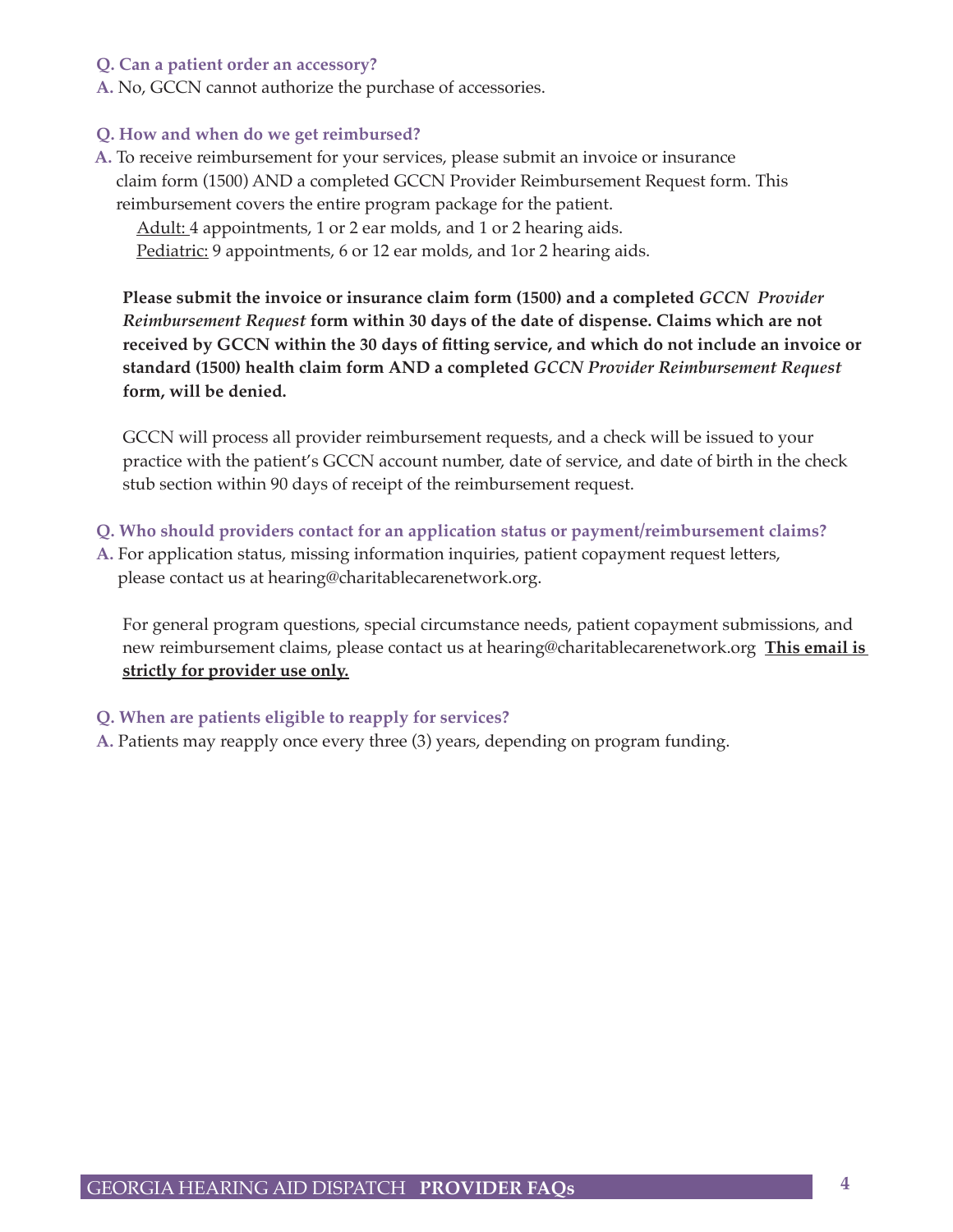**Q. Can a patient order an accessory?**

**A.** No, GCCN cannot authorize the purchase of accessories.

**Q. How and when do we get reimbursed?**

**A.** To receive reimbursement for your services, please submit an invoice or insurance claim form (1500) AND a completed GCCN Provider Reimbursement Request form. This reimbursement covers the entire program package for the patient.

Adult: 4 appointments, 1 or 2 ear molds, and 1 or 2 hearing aids.

Pediatric: 9 appointments, 6 or 12 ear molds, and 1or 2 hearing aids.

**Please submit the invoice or insurance claim form (1500) and a completed *GCCN Provider Reimbursement Request* form within 30 days of the date of dispense. Claims which are not received by GCCN within the 30 days of fitting service, and which do not include an invoice or standard (1500) health claim form AND a completed *GCCN Provider Reimbursement Request* form, will be denied.**

GCCN will process all provider reimbursement requests, and a check will be issued to your practice with the patient's GCCN account number, date of service, and date of birth in the check stub section within 90 days of receipt of the reimbursement request.

**Q. Who should providers contact for an application status or payment/reimbursement claims?**

**A.** For application status, missing information inquiries, patient copayment request letters, please contact us at hearing@charitablecarenetwork.org.

For general program questions, special circumstance needs, patient copayment submissions, and new reimbursement claims, please contact us at hearing@charitablecarenetwork.org **This email is strictly for provider use only.**

**Q. When are patients eligible to reapply for services?**

**A.** Patients may reapply once every three (3) years, depending on program funding.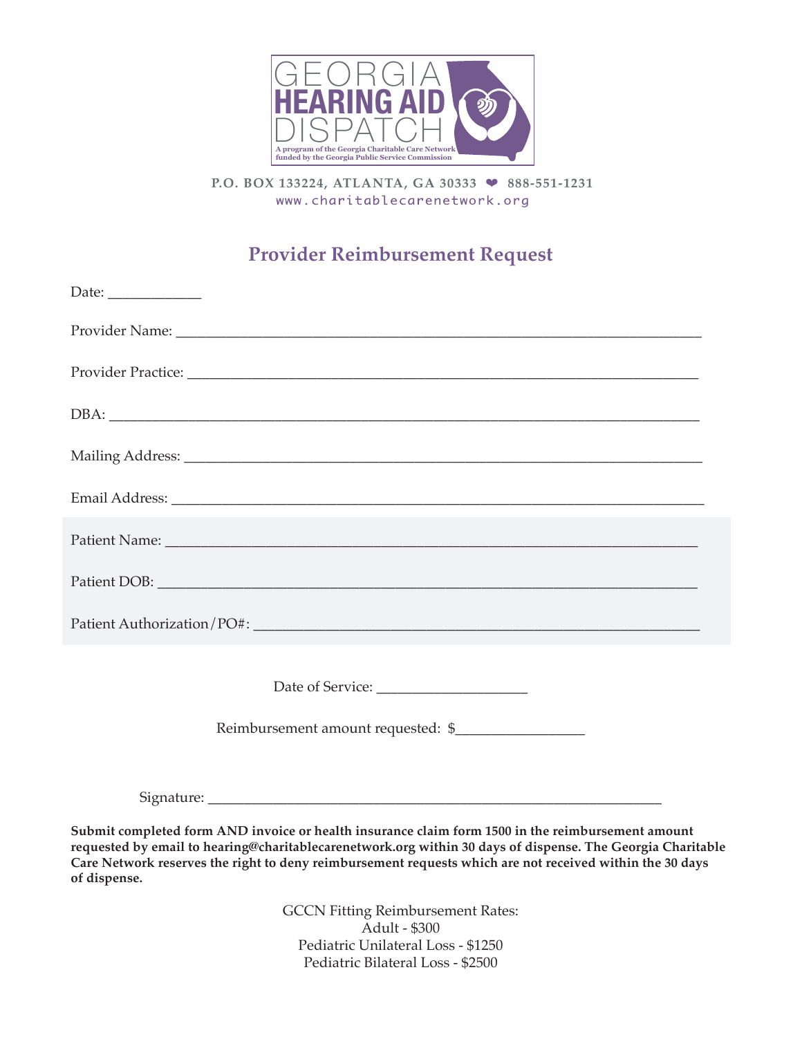GEORGIA
HEARING AID
DISPATCH

A program of the Georgia Charitable Care Network
funded by the Georgia Public Service Commission

P.O. BOX 133224, ATLANTA, GA 30333 ❤ 888-551-1231
www.charitablecarenetwork.org

## Provider Reimbursement Request

Date: ____________

Provider Name: ______________________________________________________________________

Provider Practice: ____________________________________________________________________

DBA: ______________________________________________________________________________

Mailing Address: _____________________________________________________________________

Email Address: _______________________________________________________________________

Patient Name: _______________________________________________________________________

Patient DOB: ________________________________________________________________________

Patient Authorization/PO#: _____________________________________________________________

Date of Service: ____________________

Reimbursement amount requested: $_________________

Signature: ____________________________________________________________

**Submit completed form AND invoice or health insurance claim form 1500 in the reimbursement amount requested by email to hearing@charitablecarenetwork.org within 30 days of dispense. The Georgia Charitable Care Network reserves the right to deny reimbursement requests which are not received within the 30 days of dispense.**

GCCN Fitting Reimbursement Rates:
Adult - $300
Pediatric Unilateral Loss - $1250
Pediatric Bilateral Loss - $2500